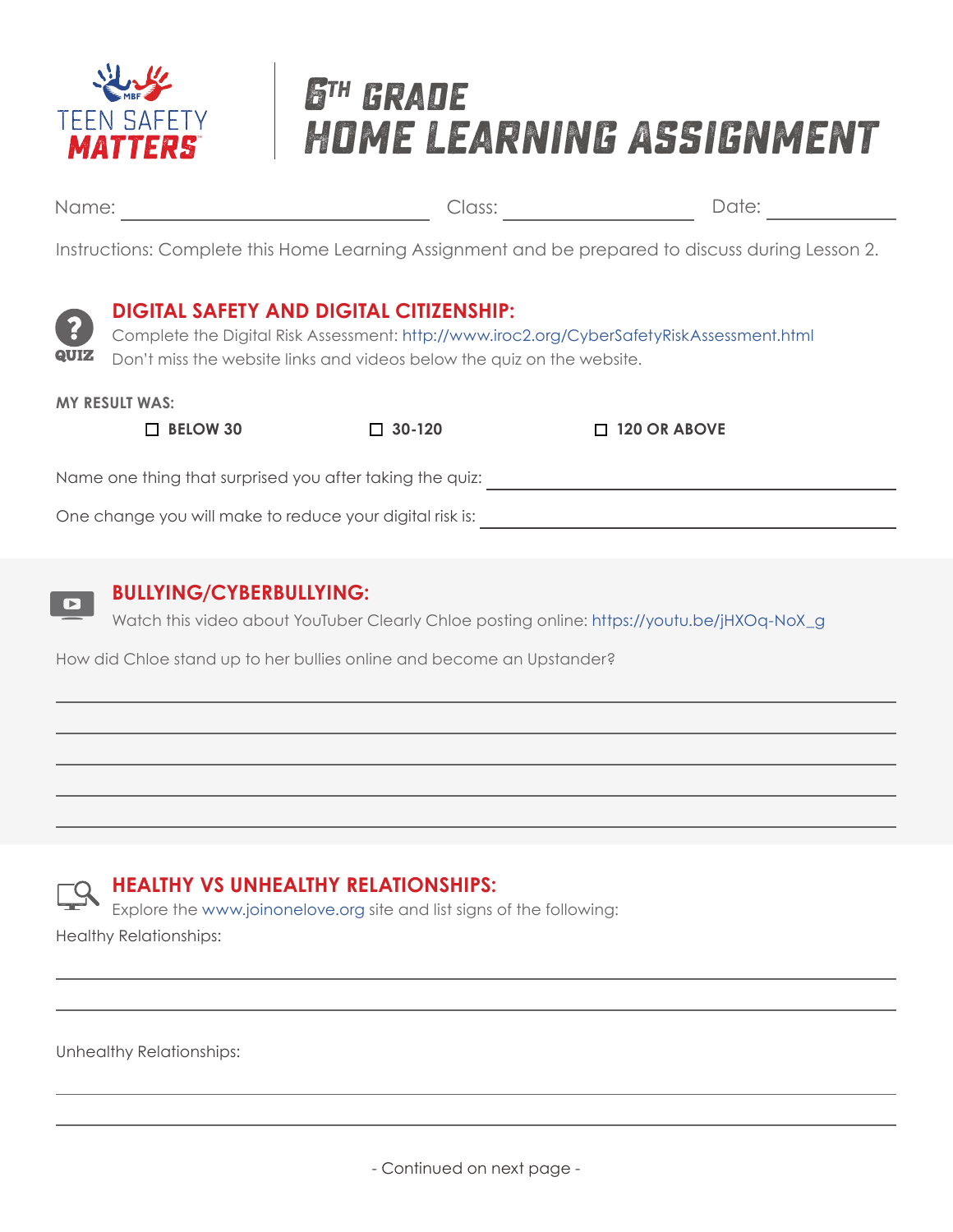TEEN SAFETY MATTERS

# 6TH GRADE HOME LEARNING ASSIGNMENT

Name: ____________________ Class: ____________ Date: __________

Instructions: Complete this Home Learning Assignment and be prepared to discuss during Lesson 2.

## DIGITAL SAFETY AND DIGITAL CITIZENSHIP:

QUIZ

Complete the Digital Risk Assessment: http://www.iroc2.org/CyberSafetyRiskAssessment.html

Don't miss the website links and videos below the quiz on the website.

**MY RESULT WAS:**

- ☐ **BELOW 30**
- ☐ **30-120**
- ☐ **120 OR ABOVE**

Name one thing that surprised you after taking the quiz: ____________________

One change you will make to reduce your digital risk is: ____________________

## BULLYING/CYBERBULLYING:

Watch this video about YouTuber Clearly Chloe posting online: https://youtu.be/jHXOq-NoX_g

How did Chloe stand up to her bullies online and become an Upstander?

____________________

____________________

____________________

____________________

____________________

## HEALTHY VS UNHEALTHY RELATIONSHIPS:

Explore the www.joinonelove.org site and list signs of the following:

Healthy Relationships:

____________________

____________________

Unhealthy Relationships:

____________________

____________________

- Continued on next page -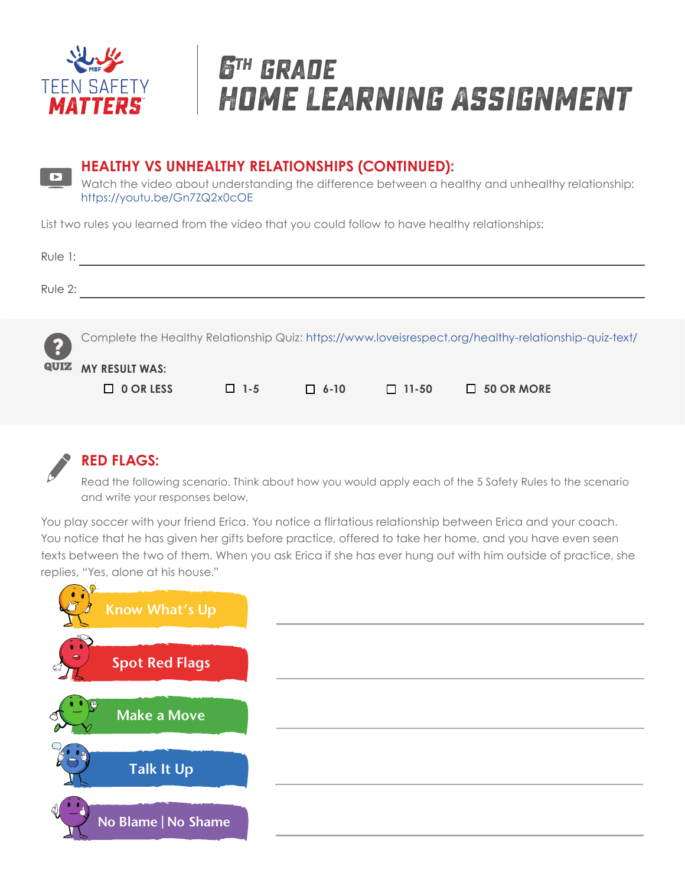TEEN SAFETY MATTERS

# 6TH GRADE HOME LEARNING ASSIGNMENT

## HEALTHY VS UNHEALTHY RELATIONSHIPS (CONTINUED):

Watch the video about understanding the difference between a healthy and unhealthy relationship: https://youtu.be/Gn7ZQ2x0cOE

List two rules you learned from the video that you could follow to have healthy relationships:

Rule 1: ______________________________

Rule 2: ______________________________

QUIZ

Complete the Healthy Relationship Quiz: https://www.loveisrespect.org/healthy-relationship-quiz-text/

**MY RESULT WAS:**

☐ **0 OR LESS** ☐ **1-5** ☐ **6-10** ☐ **11-50** ☐ **50 OR MORE**

## RED FLAGS:

Read the following scenario. Think about how you would apply each of the 5 Safety Rules to the scenario and write your responses below.

You play soccer with your friend Erica. You notice a flirtatious relationship between Erica and your coach. You notice that he has given her gifts before practice, offered to take her home, and you have even seen texts between the two of them. When you ask Erica if she has ever hung out with him outside of practice, she replies, "Yes, alone at his house."

Know What's Up ______________________________

Spot Red Flags ______________________________

Make a Move ______________________________

Talk It Up ______________________________

No Blame | No Shame ______________________________